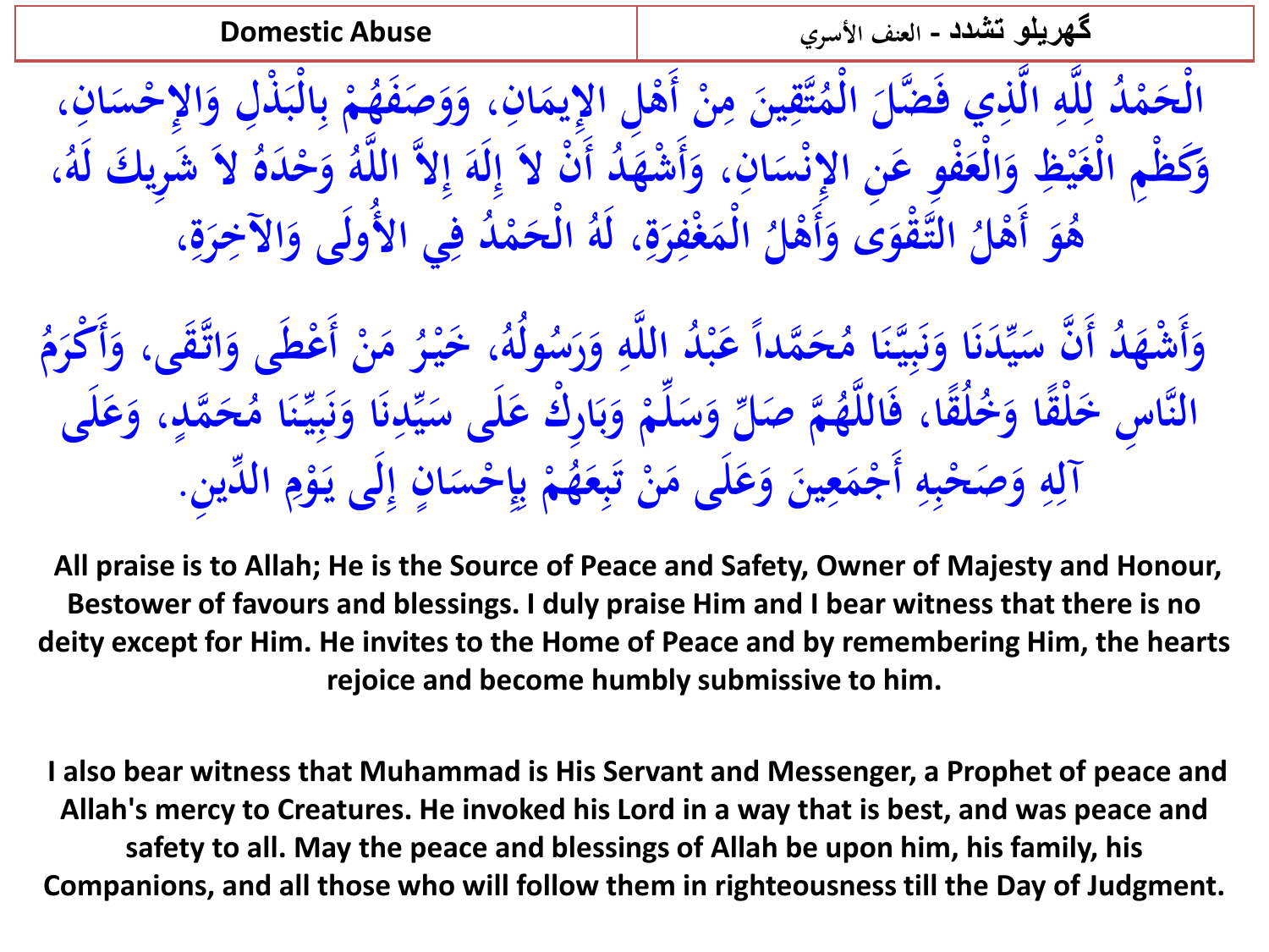| Domestic Abuse | گھریلو تشدد - العنف الأسري |
| --- | --- |

الْحَمْدُ لِلَّهِ الَّذِي فَضَّلَ الْمُتَّقِينَ مِنْ أَهْلِ الإِيمَانِ، وَوَصَفَهُمْ بِالْبَذْلِ وَالإِحْسَانِ، وَكَظْمِ الْغَيْظِ وَالْعَفْوِ عَنِ الإِنْسَانِ، وَأَشْهَدُ أَنْ لاَ إِلَهَ إِلاَّ اللَّهُ وَحْدَهُ لاَ شَرِيكَ لَهُ، هُوَ أَهْلُ التَّقْوَى وَأَهْلُ الْمَغْفِرَةِ، لَهُ الْحَمْدُ فِي الأُولَى وَالآخِرَةِ،

وَأَشْهَدُ أَنَّ سَيِّدَنَا وَنَبِيَّنَا مُحَمَّداً عَبْدُ اللَّهِ وَرَسُولُهُ، خَيْرُ مَنْ أَعْطَى وَاتَّقَى، وَأَكْرَمُ النَّاسِ خَلْقًا وَخُلُقًا، فَاللَّهُمَّ صَلِّ وَسَلِّمْ وَبَارِكْ عَلَى سَيِّدِنَا وَنَبِيِّنَا مُحَمَّدٍ، وَعَلَى آلِهِ وَصَحْبِهِ أَجْمَعِينَ وَعَلَى مَنْ تَبِعَهُمْ بِإِحْسَانٍ إِلَى يَوْمِ الدِّينِ.

**All praise is to Allah; He is the Source of Peace and Safety, Owner of Majesty and Honour, Bestower of favours and blessings. I duly praise Him and I bear witness that there is no deity except for Him. He invites to the Home of Peace and by remembering Him, the hearts rejoice and become humbly submissive to him.**

**I also bear witness that Muhammad is His Servant and Messenger, a Prophet of peace and Allah's mercy to Creatures. He invoked his Lord in a way that is best, and was peace and safety to all. May the peace and blessings of Allah be upon him, his family, his Companions, and all those who will follow them in righteousness till the Day of Judgment.**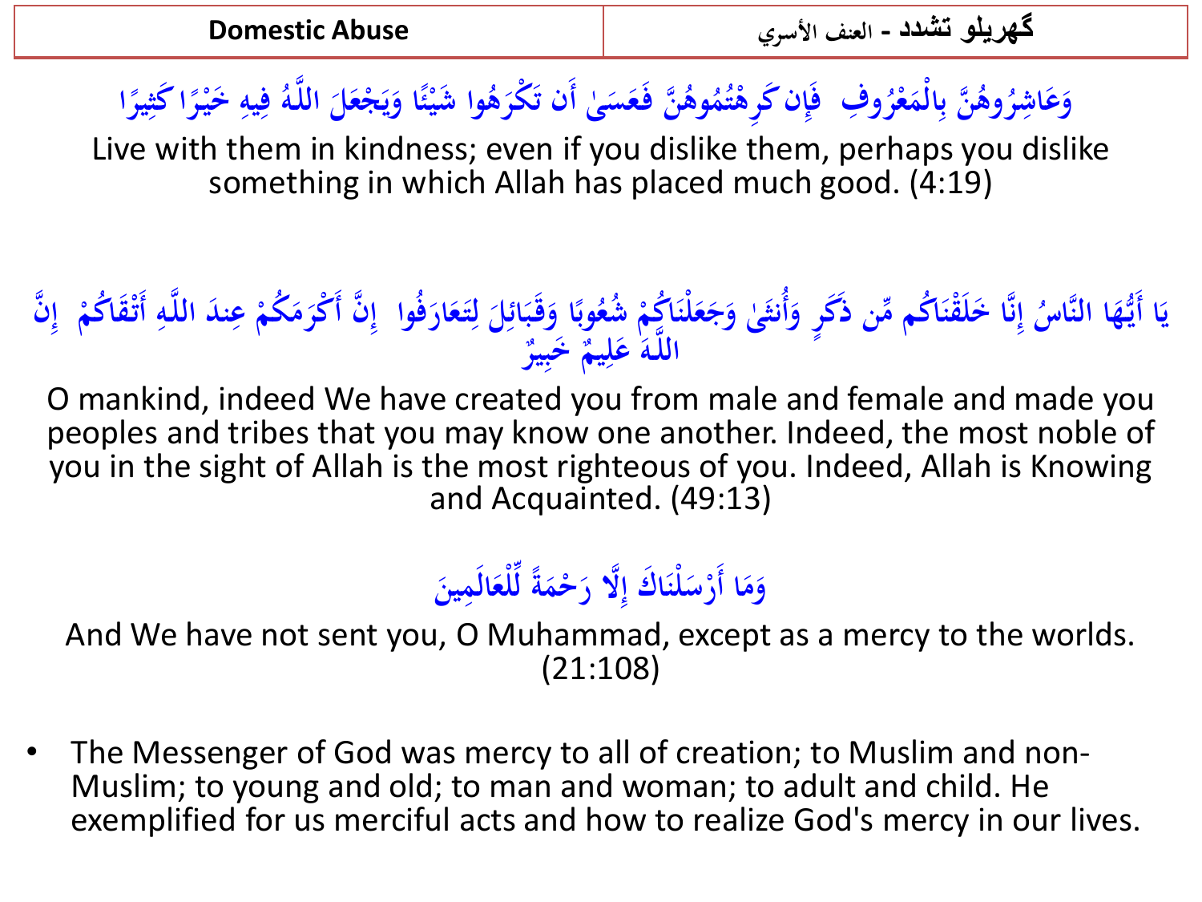وَعَاشِرُوهُنَّ بِالْمَعْرُوفِ ۚ فَإِن كَرِهْتُمُوهُنَّ فَعَسَىٰ أَن تَكْرَهُوا شَيْئًا وَيَجْعَلَ اللَّهُ فِيهِ خَيْرًا كَثِيرًا

Live with them in kindness; even if you dislike them, perhaps you dislike something in which Allah has placed much good. (4:19)

يَا أَيُّهَا النَّاسُ إِنَّا خَلَقْنَاكُم مِّن ذَكَرٍ وَأُنثَىٰ وَجَعَلْنَاكُمْ شُعُوبًا وَقَبَائِلَ لِتَعَارَفُوا ۚ إِنَّ أَكْرَمَكُمْ عِندَ اللَّهِ أَتْقَاكُمْ ۚ إِنَّ اللَّهَ عَلِيمٌ خَبِيرٌ

O mankind, indeed We have created you from male and female and made you peoples and tribes that you may know one another. Indeed, the most noble of you in the sight of Allah is the most righteous of you. Indeed, Allah is Knowing and Acquainted. (49:13)

وَمَا أَرْسَلْنَاكَ إِلَّا رَحْمَةً لِّلْعَالَمِينَ

And We have not sent you, O Muhammad, except as a mercy to the worlds. (21:108)

- The Messenger of God was mercy to all of creation; to Muslim and non-Muslim; to young and old; to man and woman; to adult and child. He exemplified for us merciful acts and how to realize God's mercy in our lives.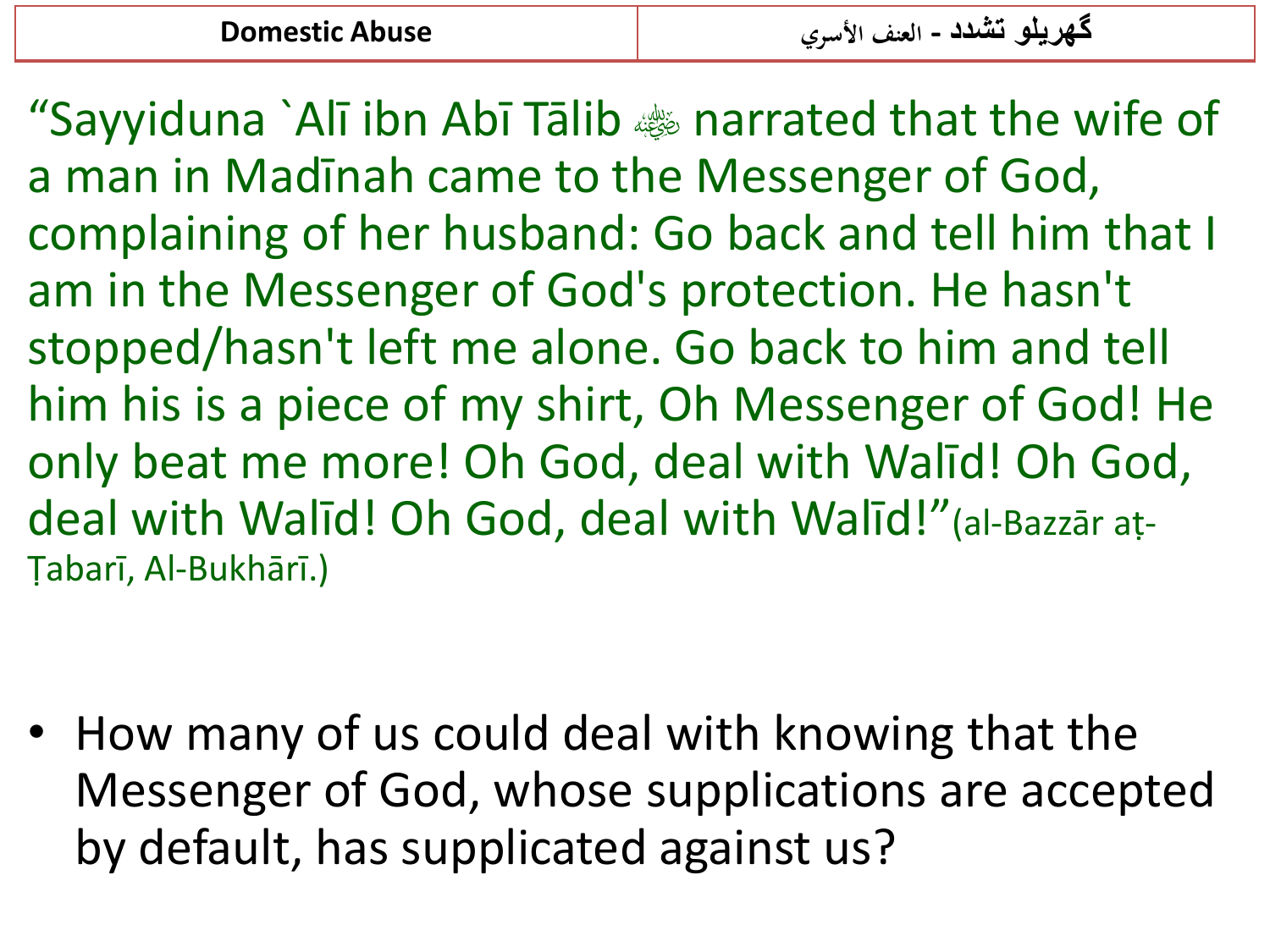| Domestic Abuse | گھریلو تشدد - العنف الأسري |
|---|---|

"Sayyiduna `Alī ibn Abī Tālib ﵁ narrated that the wife of a man in Madīnah came to the Messenger of God, complaining of her husband: Go back and tell him that I am in the Messenger of God's protection. He hasn't stopped/hasn't left me alone. Go back to him and tell him his is a piece of my shirt, Oh Messenger of God! He only beat me more! Oh God, deal with Walīd! Oh God, deal with Walīd! Oh God, deal with Walīd!"(al-Bazzār aṭ-Ṭabarī, Al-Bukhārī.)

- How many of us could deal with knowing that the Messenger of God, whose supplications are accepted by default, has supplicated against us?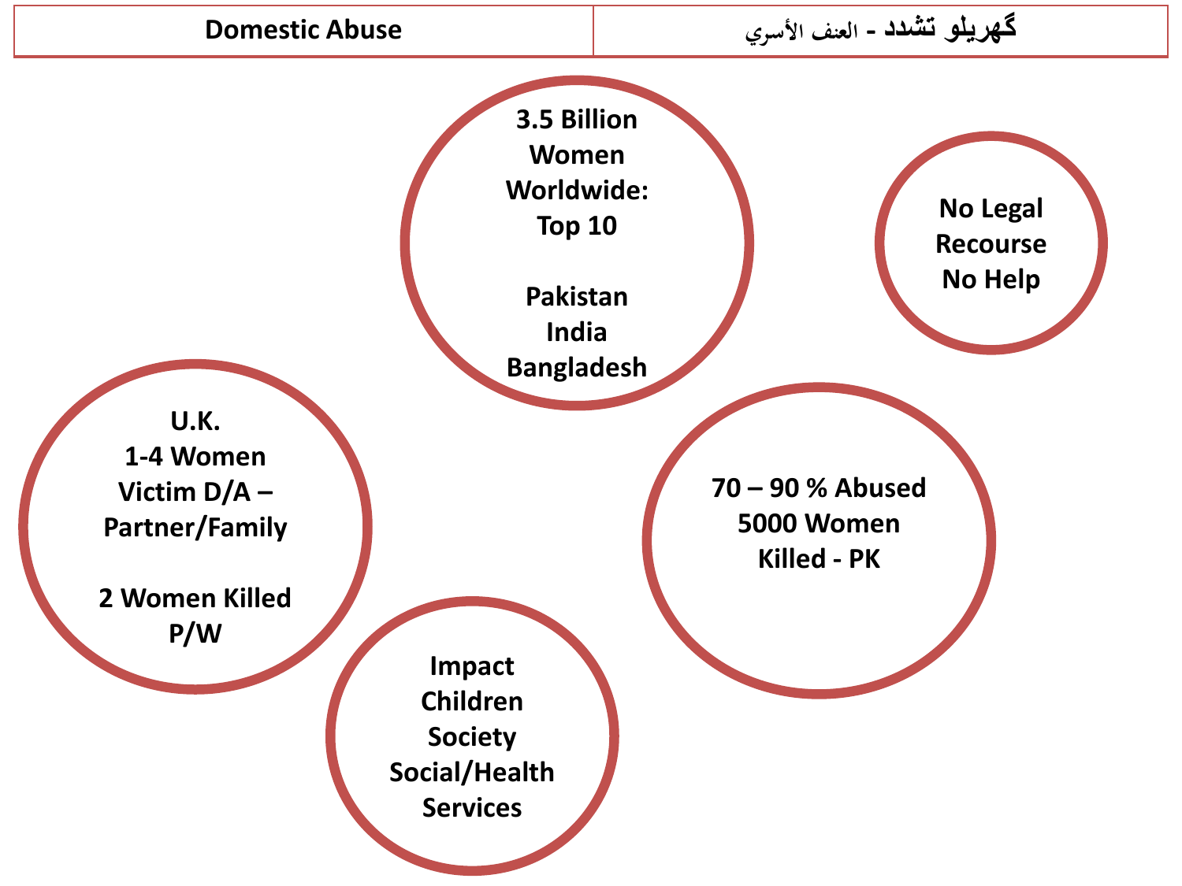| Domestic Abuse | گھریلو تشدد - العنف الأسري |
| --- | --- |

**3.5 Billion Women Worldwide: Top 10**

**Pakistan**
**India**
**Bangladesh**

**No Legal Recourse**
**No Help**

**U.K.**
**1-4 Women Victim D/A – Partner/Family**

**2 Women Killed P/W**

**70 – 90 % Abused**
**5000 Women Killed - PK**

**Impact**
**Children**
**Society**
**Social/Health Services**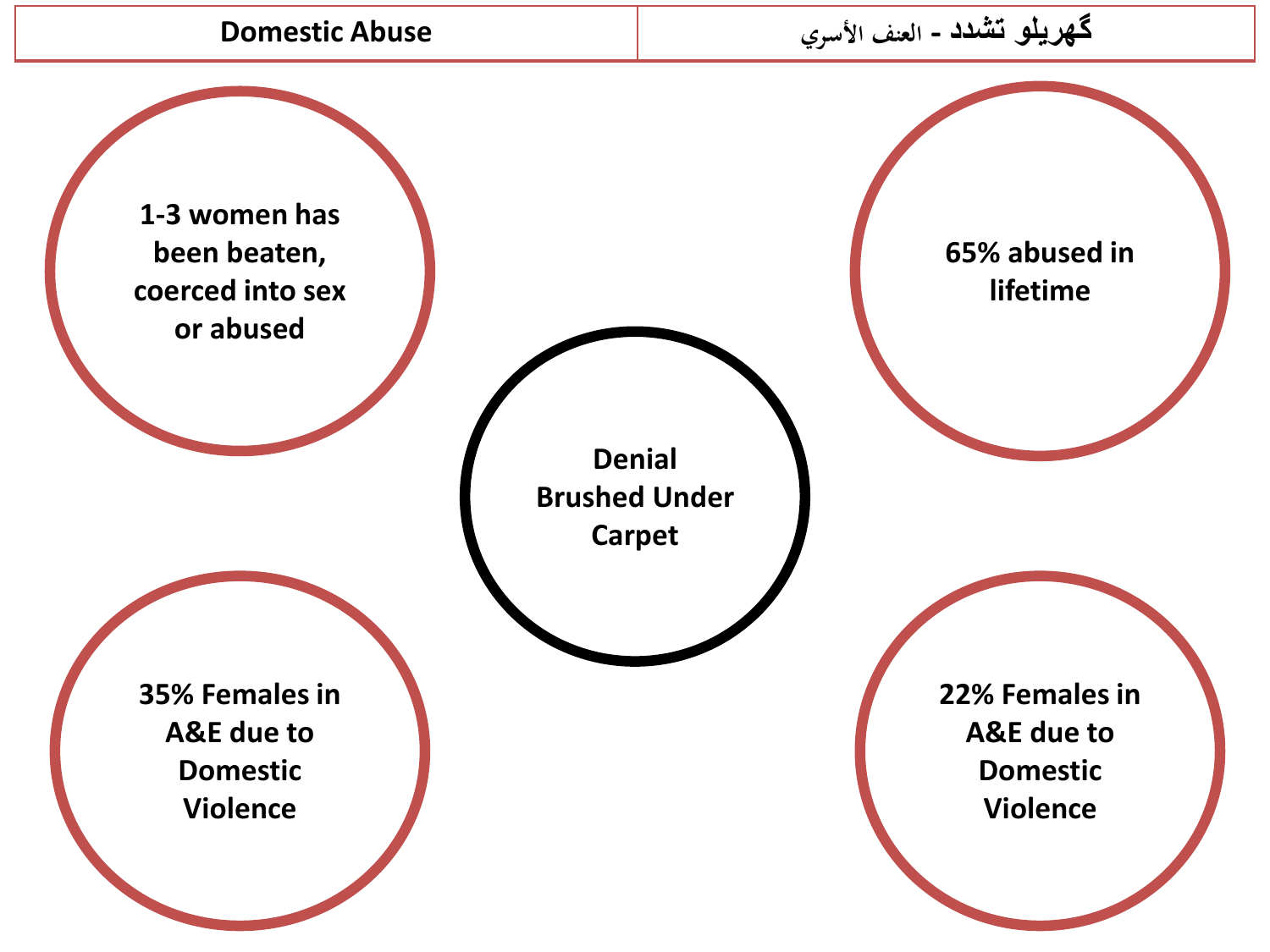| Domestic Abuse | گھریلو تشدد - العنف الأسري |
| --- | --- |

1-3 women has been beaten, coerced into sex or abused

65% abused in lifetime

Denial Brushed Under Carpet

35% Females in A&E due to Domestic Violence

22% Females in A&E due to Domestic Violence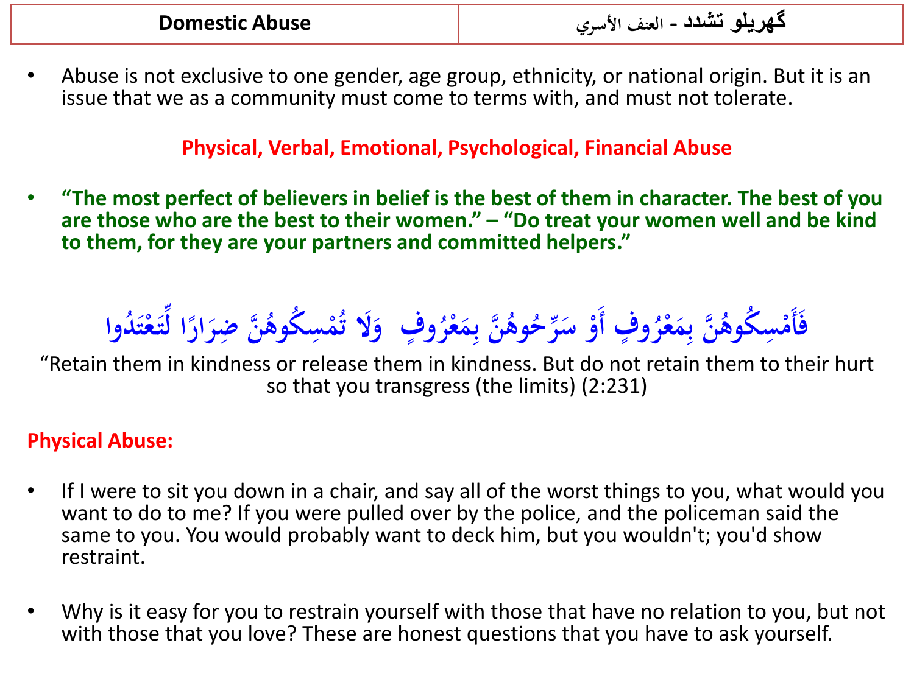| Domestic Abuse | گهریلو تشدد - العنف الأسري |
| --- | --- |

- Abuse is not exclusive to one gender, age group, ethnicity, or national origin. But it is an issue that we as a community must come to terms with, and must not tolerate.

**Physical, Verbal, Emotional, Psychological, Financial Abuse**

- **“The most perfect of believers in belief is the best of them in character. The best of you are those who are the best to their women.” – “Do treat your women well and be kind to them, for they are your partners and committed helpers.”**

فَأَمْسِكُوهُنَّ بِمَعْرُوفٍ أَوْ سَرِّحُوهُنَّ بِمَعْرُوفٍ وَلَا تُمْسِكُوهُنَّ ضِرَارًا لِّتَعْتَدُوا

“Retain them in kindness or release them in kindness. But do not retain them to their hurt so that you transgress (the limits) (2:231)

**Physical Abuse:**

- If I were to sit you down in a chair, and say all of the worst things to you, what would you want to do to me? If you were pulled over by the police, and the policeman said the same to you. You would probably want to deck him, but you wouldn't; you'd show restraint.

- Why is it easy for you to restrain yourself with those that have no relation to you, but not with those that you love? These are honest questions that you have to ask yourself.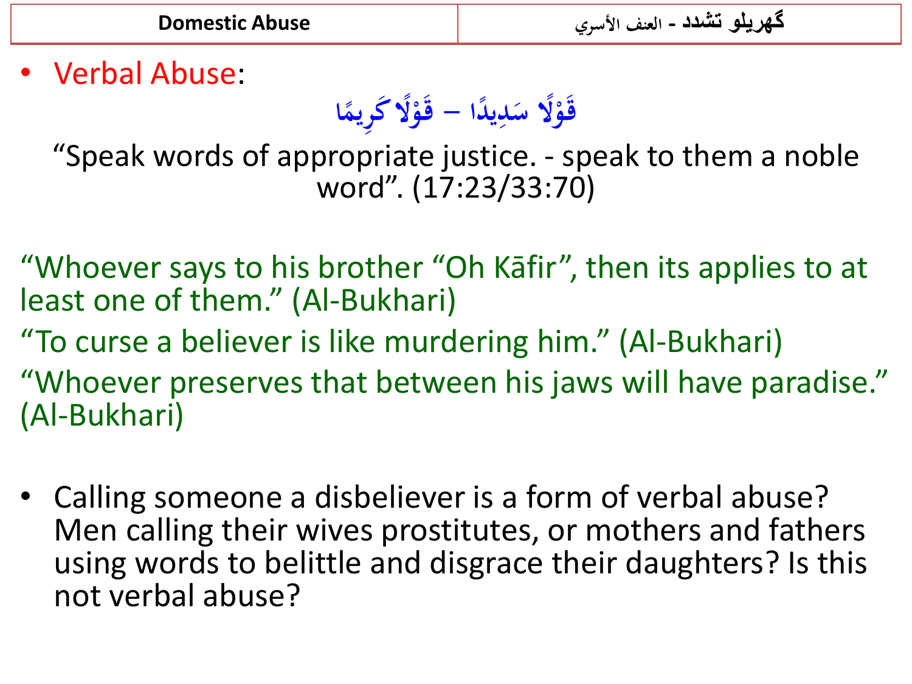- Verbal Abuse:

قَوْلًا سَدِيدًا – قَوْلًا كَرِيمًا

"Speak words of appropriate justice. - speak to them a noble word". (17:23/33:70)

"Whoever says to his brother "Oh Kāfir", then its applies to at least one of them." (Al-Bukhari)

"To curse a believer is like murdering him." (Al-Bukhari)

"Whoever preserves that between his jaws will have paradise." (Al-Bukhari)

- Calling someone a disbeliever is a form of verbal abuse? Men calling their wives prostitutes, or mothers and fathers using words to belittle and disgrace their daughters? Is this not verbal abuse?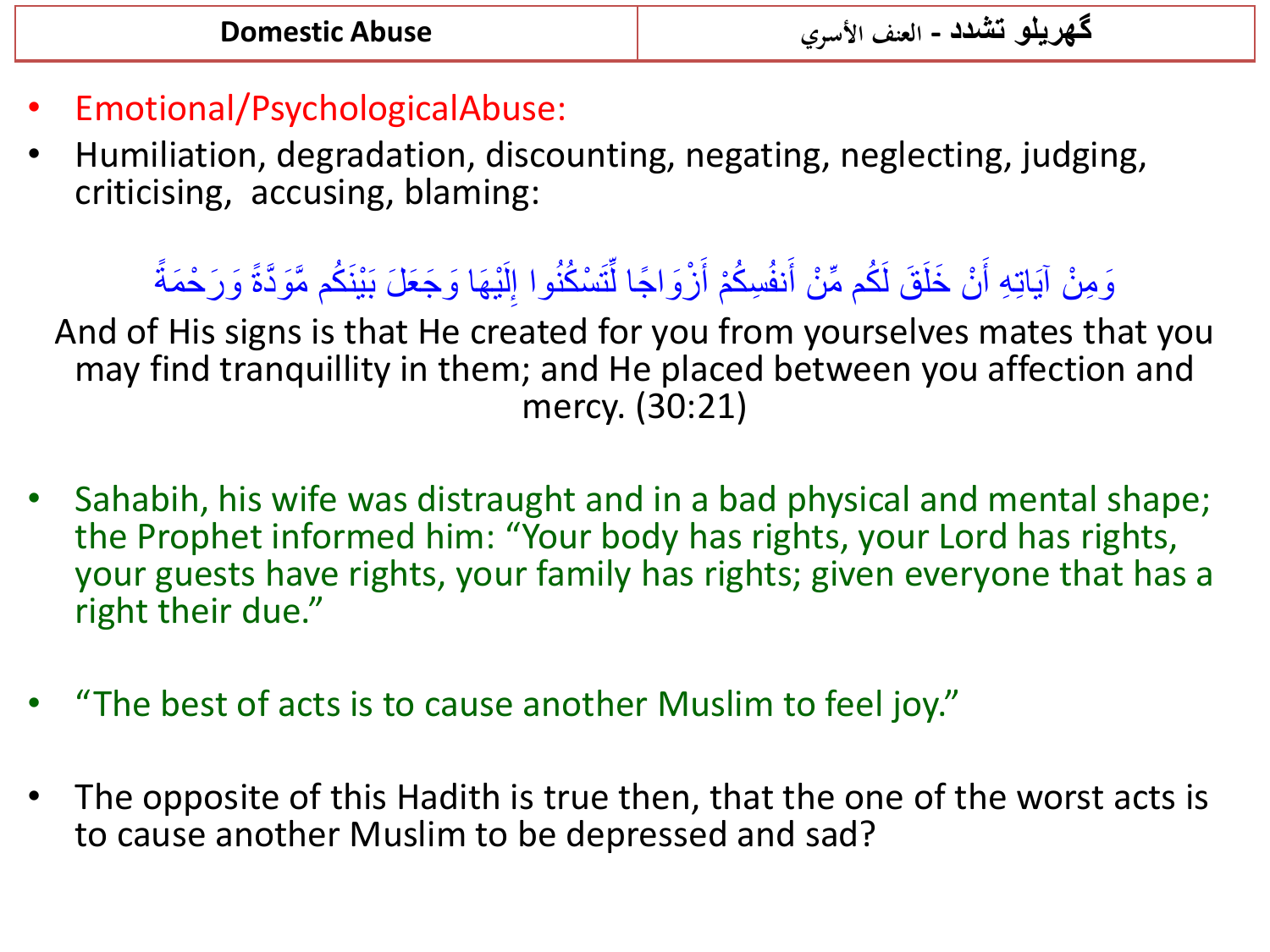| Domestic Abuse | گھریلو تشدد - العنف الأسري |
|---|---|

- Emotional/PsychologicalAbuse:
- Humiliation, degradation, discounting, negating, neglecting, judging, criticising, accusing, blaming:

وَمِنْ آيَاتِهِ أَنْ خَلَقَ لَكُم مِّنْ أَنفُسِكُمْ أَزْوَاجًا لِّتَسْكُنُوا إِلَيْهَا وَجَعَلَ بَيْنَكُم مَّوَدَّةً وَرَحْمَةً

And of His signs is that He created for you from yourselves mates that you may find tranquillity in them; and He placed between you affection and mercy. (30:21)

- Sahabih, his wife was distraught and in a bad physical and mental shape; the Prophet informed him: "Your body has rights, your Lord has rights, your guests have rights, your family has rights; given everyone that has a right their due."

- "The best of acts is to cause another Muslim to feel joy."

- The opposite of this Hadith is true then, that the one of the worst acts is to cause another Muslim to be depressed and sad?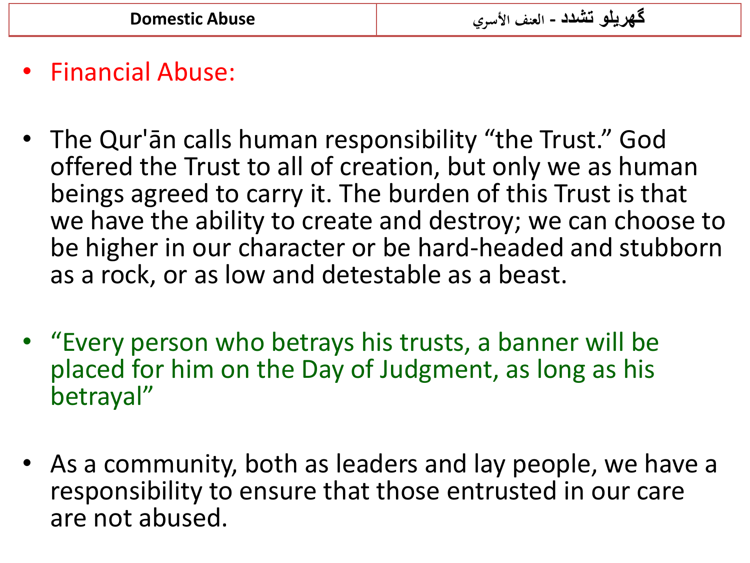- Financial Abuse:

- The Qur'ān calls human responsibility “the Trust.” God offered the Trust to all of creation, but only we as human beings agreed to carry it. The burden of this Trust is that we have the ability to create and destroy; we can choose to be higher in our character or be hard-headed and stubborn as a rock, or as low and detestable as a beast.

- “Every person who betrays his trusts, a banner will be placed for him on the Day of Judgment, as long as his betrayal”

- As a community, both as leaders and lay people, we have a responsibility to ensure that those entrusted in our care are not abused.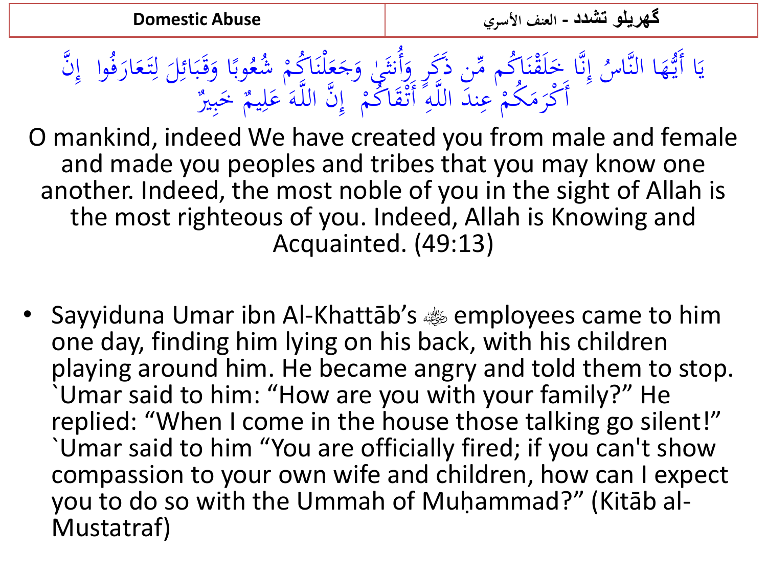| Domestic Abuse | گھریلو تشدد - العنف الأسري |
| --- | --- |

يَا أَيُّهَا النَّاسُ إِنَّا خَلَقْنَاكُم مِّن ذَكَرٍ وَأُنثَىٰ وَجَعَلْنَاكُمْ شُعُوبًا وَقَبَائِلَ لِتَعَارَفُوا ۚ إِنَّ أَكْرَمَكُمْ عِندَ اللَّهِ أَتْقَاكُمْ ۚ إِنَّ اللَّهَ عَلِيمٌ خَبِيرٌ

O mankind, indeed We have created you from male and female and made you peoples and tribes that you may know one another. Indeed, the most noble of you in the sight of Allah is the most righteous of you. Indeed, Allah is Knowing and Acquainted. (49:13)

- Sayyiduna Umar ibn Al-Khattāb's ﵁ employees came to him one day, finding him lying on his back, with his children playing around him. He became angry and told them to stop. `Umar said to him: "How are you with your family?" He replied: "When I come in the house those talking go silent!" `Umar said to him "You are officially fired; if you can't show compassion to your own wife and children, how can I expect you to do so with the Ummah of Muḥammad?" (Kitāb al-Mustatraf)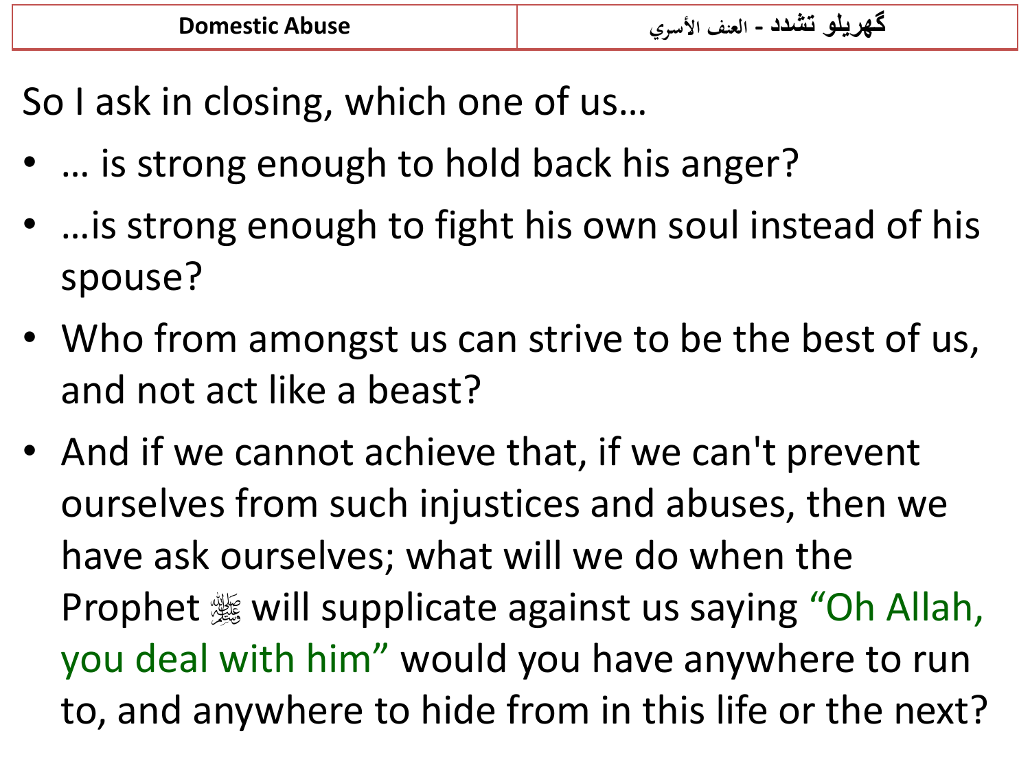So I ask in closing, which one of us…

- … is strong enough to hold back his anger?
- …is strong enough to fight his own soul instead of his spouse?
- Who from amongst us can strive to be the best of us, and not act like a beast?
- And if we cannot achieve that, if we can't prevent ourselves from such injustices and abuses, then we have ask ourselves; what will we do when the Prophet ﷺ will supplicate against us saying "Oh Allah, you deal with him" would you have anywhere to run to, and anywhere to hide from in this life or the next?